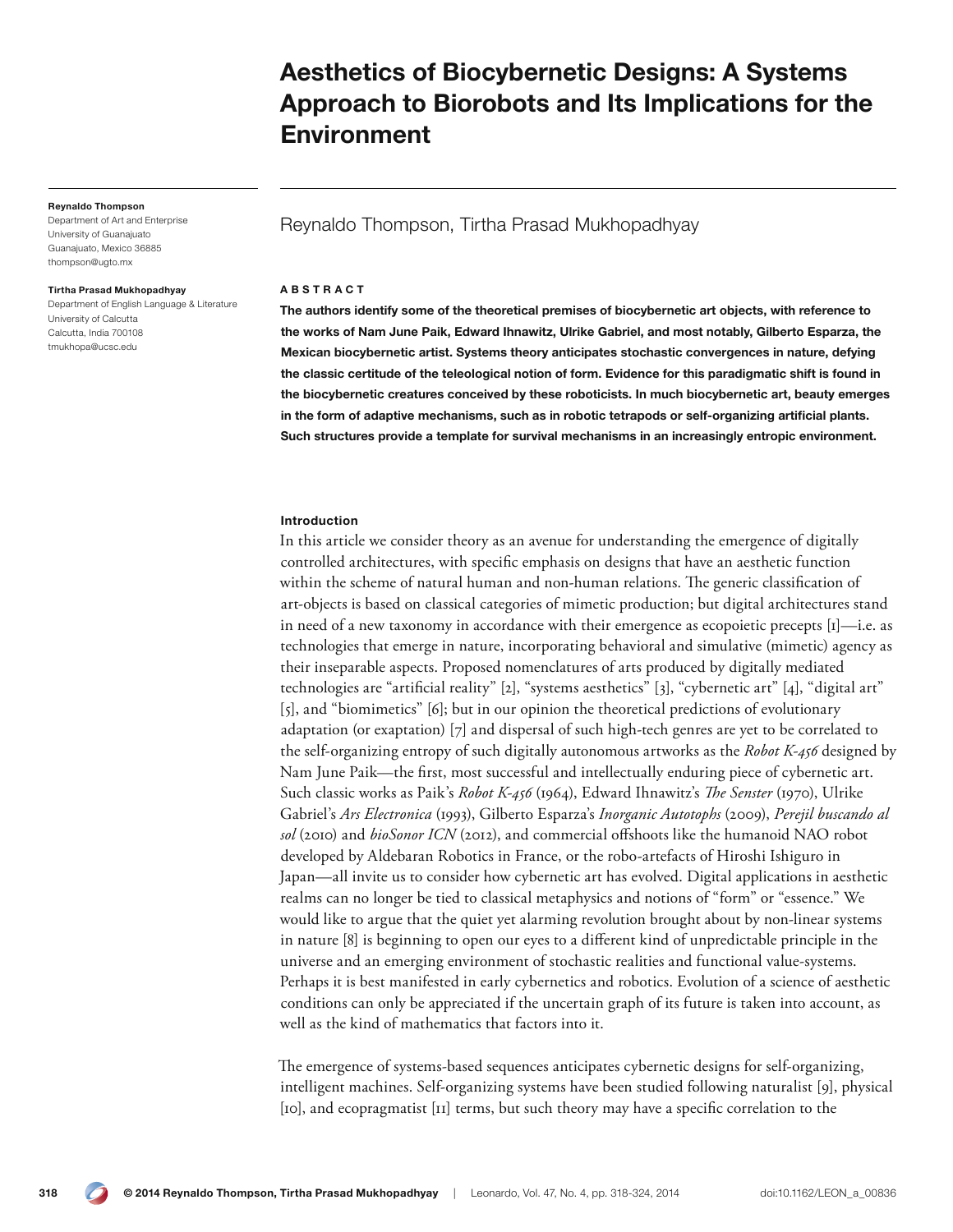# Aesthetics of Biocybernetic Designs: A Systems Approach to Biorobots and Its Implications for the Environment

Reynaldo Thompson, Tirtha Prasad Mukhopadhyay

**Reynaldo Thompson**
Department of Art and Enterprise
University of Guanajuato
Guanajuato, Mexico 36885
thompson@ugto.mx

**Tirtha Prasad Mukhopadhyay**
Department of English Language & Literature
University of Calcutta
Calcutta, India 700108
tmukhopa@ucsc.edu

## ABSTRACT

**The authors identify some of the theoretical premises of biocybernetic art objects, with reference to the works of Nam June Paik, Edward Ihnawitz, Ulrike Gabriel, and most notably, Gilberto Esparza, the Mexican biocybernetic artist. Systems theory anticipates stochastic convergences in nature, defying the classic certitude of the teleological notion of form. Evidence for this paradigmatic shift is found in the biocybernetic creatures conceived by these roboticists. In much biocybernetic art, beauty emerges in the form of adaptive mechanisms, such as in robotic tetrapods or self-organizing artificial plants. Such structures provide a template for survival mechanisms in an increasingly entropic environment.**

## Introduction

In this article we consider theory as an avenue for understanding the emergence of digitally controlled architectures, with specific emphasis on designs that have an aesthetic function within the scheme of natural human and non-human relations. The generic classification of art-objects is based on classical categories of mimetic production; but digital architectures stand in need of a new taxonomy in accordance with their emergence as ecopoietic precepts [1]—i.e. as technologies that emerge in nature, incorporating behavioral and simulative (mimetic) agency as their inseparable aspects. Proposed nomenclatures of arts produced by digitally mediated technologies are "artificial reality" [2], "systems aesthetics" [3], "cybernetic art" [4], "digital art" [5], and "biomimetics" [6]; but in our opinion the theoretical predictions of evolutionary adaptation (or exaptation) [7] and dispersal of such high-tech genres are yet to be correlated to the self-organizing entropy of such digitally autonomous artworks as the *Robot K-456* designed by Nam June Paik—the first, most successful and intellectually enduring piece of cybernetic art. Such classic works as Paik's *Robot K-456* (1964), Edward Ihnawitz's *The Senster* (1970), Ulrike Gabriel's *Ars Electronica* (1993), Gilberto Esparza's *Inorganic Autotophs* (2009), *Perejil buscando al sol* (2010) and *bioSonor ICN* (2012), and commercial offshoots like the humanoid NAO robot developed by Aldebaran Robotics in France, or the robo-artefacts of Hiroshi Ishiguro in Japan—all invite us to consider how cybernetic art has evolved. Digital applications in aesthetic realms can no longer be tied to classical metaphysics and notions of "form" or "essence." We would like to argue that the quiet yet alarming revolution brought about by non-linear systems in nature [8] is beginning to open our eyes to a different kind of unpredictable principle in the universe and an emerging environment of stochastic realities and functional value-systems. Perhaps it is best manifested in early cybernetics and robotics. Evolution of a science of aesthetic conditions can only be appreciated if the uncertain graph of its future is taken into account, as well as the kind of mathematics that factors into it.

The emergence of systems-based sequences anticipates cybernetic designs for self-organizing, intelligent machines. Self-organizing systems have been studied following naturalist [9], physical [10], and ecopragmatist [11] terms, but such theory may have a specific correlation to the

© 2014 Reynaldo Thompson, Tirtha Prasad Mukhopadhyay | doi:10.1162/LEON_a_00836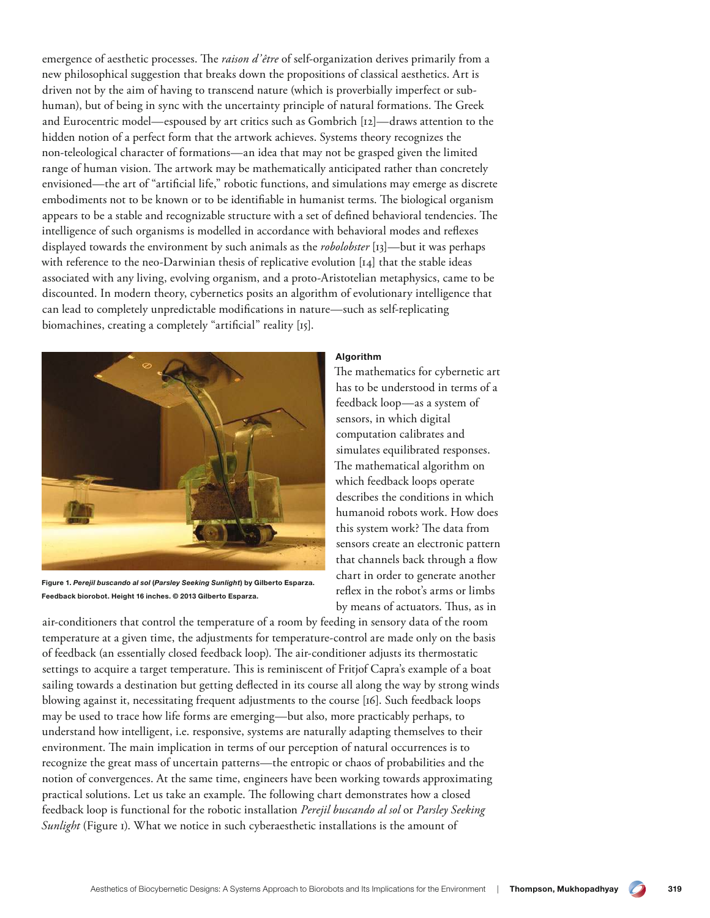emergence of aesthetic processes. The *raison d'être* of self-organization derives primarily from a new philosophical suggestion that breaks down the propositions of classical aesthetics. Art is driven not by the aim of having to transcend nature (which is proverbially imperfect or sub-human), but of being in sync with the uncertainty principle of natural formations. The Greek and Eurocentric model—espoused by art critics such as Gombrich [12]—draws attention to the hidden notion of a perfect form that the artwork achieves. Systems theory recognizes the non-teleological character of formations—an idea that may not be grasped given the limited range of human vision. The artwork may be mathematically anticipated rather than concretely envisioned—the art of "artificial life," robotic functions, and simulations may emerge as discrete embodiments not to be known or to be identifiable in humanist terms. The biological organism appears to be a stable and recognizable structure with a set of defined behavioral tendencies. The intelligence of such organisms is modelled in accordance with behavioral modes and reflexes displayed towards the environment by such animals as the *robolobster* [13]—but it was perhaps with reference to the neo-Darwinian thesis of replicative evolution [14] that the stable ideas associated with any living, evolving organism, and a proto-Aristotelian metaphysics, came to be discounted. In modern theory, cybernetics posits an algorithm of evolutionary intelligence that can lead to completely unpredictable modifications in nature—such as self-replicating biomachines, creating a completely "artificial" reality [15].

**Figure 1.** ***Perejil buscando al sol*** **(*****Parsley Seeking Sunlight*****) by Gilberto Esparza. Feedback biorobot. Height 16 inches. © 2013 Gilberto Esparza.**

### Algorithm

The mathematics for cybernetic art has to be understood in terms of a feedback loop—as a system of sensors, in which digital computation calibrates and simulates equilibrated responses. The mathematical algorithm on which feedback loops operate describes the conditions in which humanoid robots work. How does this system work? The data from sensors create an electronic pattern that channels back through a flow chart in order to generate another reflex in the robot's arms or limbs by means of actuators. Thus, as in air-conditioners that control the temperature of a room by feeding in sensory data of the room temperature at a given time, the adjustments for temperature-control are made only on the basis of feedback (an essentially closed feedback loop). The air-conditioner adjusts its thermostatic settings to acquire a target temperature. This is reminiscent of Fritjof Capra's example of a boat sailing towards a destination but getting deflected in its course all along the way by strong winds blowing against it, necessitating frequent adjustments to the course [16]. Such feedback loops may be used to trace how life forms are emerging—but also, more practicably perhaps, to understand how intelligent, i.e. responsive, systems are naturally adapting themselves to their environment. The main implication in terms of our perception of natural occurrences is to recognize the great mass of uncertain patterns—the entropic or chaos of probabilities and the notion of convergences. At the same time, engineers have been working towards approximating practical solutions. Let us take an example. The following chart demonstrates how a closed feedback loop is functional for the robotic installation *Perejil buscando al sol* or *Parsley Seeking Sunlight* (Figure 1). What we notice in such cyberaesthetic installations is the amount of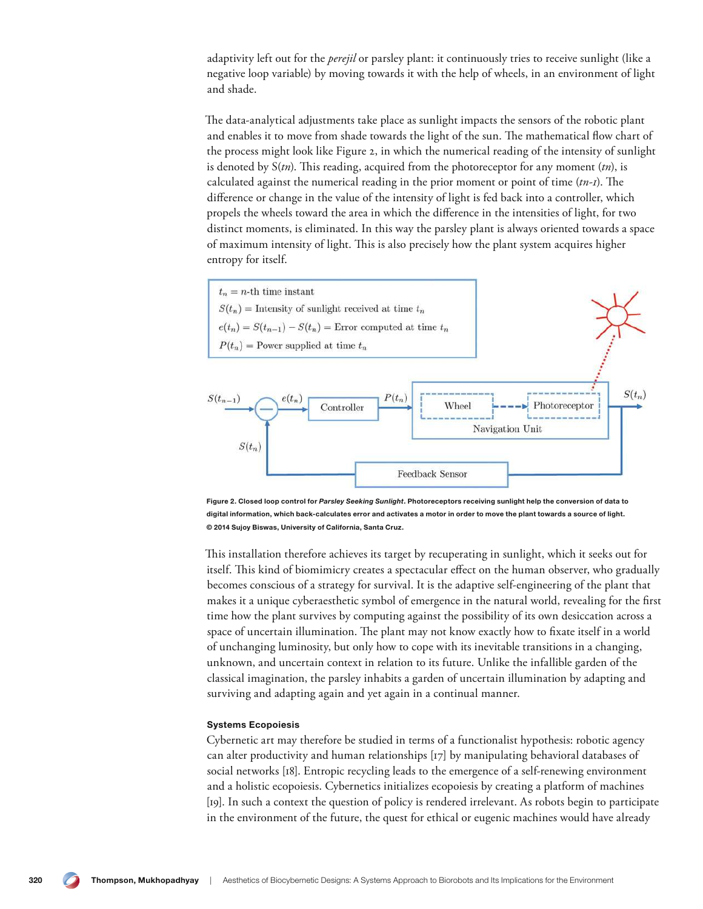adaptivity left out for the *perejil* or parsley plant: it continuously tries to receive sunlight (like a negative loop variable) by moving towards it with the help of wheels, in an environment of light and shade.

The data-analytical adjustments take place as sunlight impacts the sensors of the robotic plant and enables it to move from shade towards the light of the sun. The mathematical flow chart of the process might look like Figure 2, in which the numerical reading of the intensity of sunlight is denoted by S(*tn*). This reading, acquired from the photoreceptor for any moment (*tn*), is calculated against the numerical reading in the prior moment or point of time (*tn-1*). The difference or change in the value of the intensity of light is fed back into a controller, which propels the wheels toward the area in which the difference in the intensities of light, for two distinct moments, is eliminated. In this way the parsley plant is always oriented towards a space of maximum intensity of light. This is also precisely how the plant system acquires higher entropy for itself.

$t_n$ = $n$-th time instant

$S(t_n)$ = Intensity of sunlight received at time $t_n$

$e(t_n) = S(t_{n-1}) - S(t_n)$ = Error computed at time $t_n$

$P(t_n)$ = Power supplied at time $t_n$

**Figure 2. Closed loop control for *Parsley Seeking Sunlight*. Photoreceptors receiving sunlight help the conversion of data to digital information, which back-calculates error and activates a motor in order to move the plant towards a source of light. © 2014 Sujoy Biswas, University of California, Santa Cruz.**

This installation therefore achieves its target by recuperating in sunlight, which it seeks out for itself. This kind of biomimicry creates a spectacular effect on the human observer, who gradually becomes conscious of a strategy for survival. It is the adaptive self-engineering of the plant that makes it a unique cyberaesthetic symbol of emergence in the natural world, revealing for the first time how the plant survives by computing against the possibility of its own desiccation across a space of uncertain illumination. The plant may not know exactly how to fixate itself in a world of unchanging luminosity, but only how to cope with its inevitable transitions in a changing, unknown, and uncertain context in relation to its future. Unlike the infallible garden of the classical imagination, the parsley inhabits a garden of uncertain illumination by adapting and surviving and adapting again and yet again in a continual manner.

### Systems Ecopoiesis

Cybernetic art may therefore be studied in terms of a functionalist hypothesis: robotic agency can alter productivity and human relationships [17] by manipulating behavioral databases of social networks [18]. Entropic recycling leads to the emergence of a self-renewing environment and a holistic ecopoiesis. Cybernetics initializes ecopoiesis by creating a platform of machines [19]. In such a context the question of policy is rendered irrelevant. As robots begin to participate in the environment of the future, the quest for ethical or eugenic machines would have already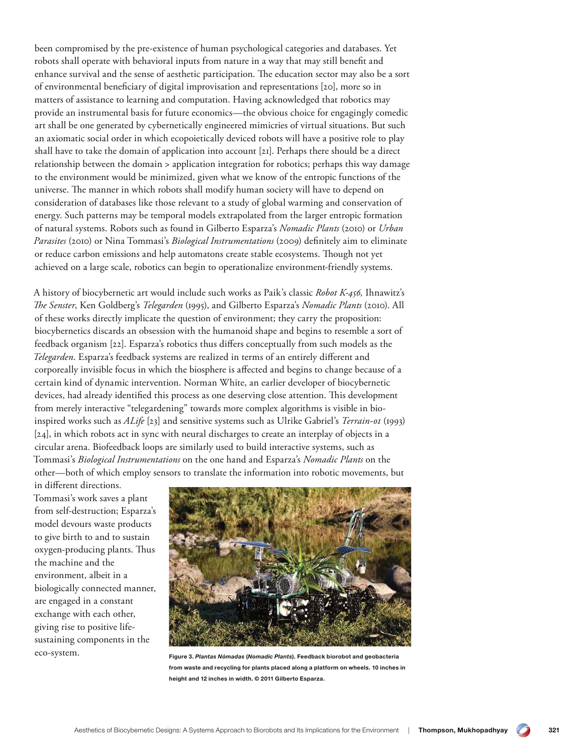been compromised by the pre-existence of human psychological categories and databases. Yet robots shall operate with behavioral inputs from nature in a way that may still benefit and enhance survival and the sense of aesthetic participation. The education sector may also be a sort of environmental beneficiary of digital improvisation and representations [20], more so in matters of assistance to learning and computation. Having acknowledged that robotics may provide an instrumental basis for future economics—the obvious choice for engagingly comedic art shall be one generated by cybernetically engineered mimicries of virtual situations. But such an axiomatic social order in which ecopoietically deviced robots will have a positive role to play shall have to take the domain of application into account [21]. Perhaps there should be a direct relationship between the domain > application integration for robotics; perhaps this way damage to the environment would be minimized, given what we know of the entropic functions of the universe. The manner in which robots shall modify human society will have to depend on consideration of databases like those relevant to a study of global warming and conservation of energy. Such patterns may be temporal models extrapolated from the larger entropic formation of natural systems. Robots such as found in Gilberto Esparza's *Nomadic Plants* (2010) or *Urban Parasites* (2010) or Nina Tommasi's *Biological Instrumentations* (2009) definitely aim to eliminate or reduce carbon emissions and help automatons create stable ecosystems. Though not yet achieved on a large scale, robotics can begin to operationalize environment-friendly systems.

A history of biocybernetic art would include such works as Paik's classic *Robot K-456,* Ihnawitz's *The Senster*, Ken Goldberg's *Telegarden* (1995), and Gilberto Esparza's *Nomadic Plants* (2010). All of these works directly implicate the question of environment; they carry the proposition: biocybernetics discards an obsession with the humanoid shape and begins to resemble a sort of feedback organism [22]. Esparza's robotics thus differs conceptually from such models as the *Telegarden*. Esparza's feedback systems are realized in terms of an entirely different and corporeally invisible focus in which the biosphere is affected and begins to change because of a certain kind of dynamic intervention. Norman White, an earlier developer of biocybernetic devices, had already identified this process as one deserving close attention. This development from merely interactive "telegardening" towards more complex algorithms is visible in bio-inspired works such as *ALife* [23] and sensitive systems such as Ulrike Gabriel's *Terrain-01* (1993) [24], in which robots act in sync with neural discharges to create an interplay of objects in a circular arena. Biofeedback loops are similarly used to build interactive systems, such as Tommasi's *Biological Instrumentations* on the one hand and Esparza's *Nomadic Plants* on the other—both of which employ sensors to translate the information into robotic movements, but in different directions. Tommasi's work saves a plant from self-destruction; Esparza's model devours waste products to give birth to and to sustain oxygen-producing plants. Thus the machine and the environment, albeit in a biologically connected manner, are engaged in a constant exchange with each other, giving rise to positive life-sustaining components in the eco-system.

**Figure 3. *Plantas Nómadas* (*Nomadic Plants*). Feedback biorobot and geobacteria from waste and recycling for plants placed along a platform on wheels. 10 inches in height and 12 inches in width. © 2011 Gilberto Esparza.**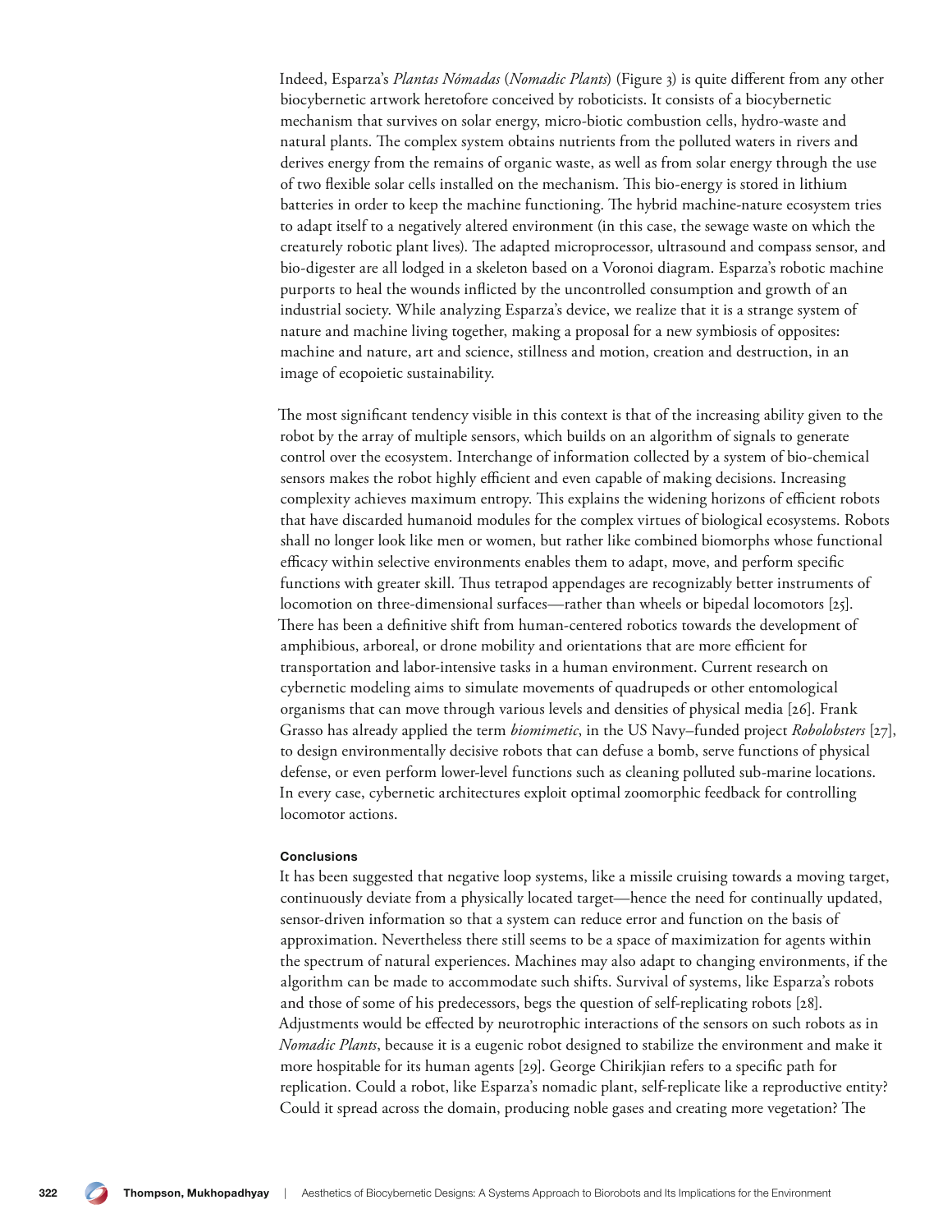Indeed, Esparza's *Plantas Nómadas* (*Nomadic Plants*) (Figure 3) is quite different from any other biocybernetic artwork heretofore conceived by roboticists. It consists of a biocybernetic mechanism that survives on solar energy, micro-biotic combustion cells, hydro-waste and natural plants. The complex system obtains nutrients from the polluted waters in rivers and derives energy from the remains of organic waste, as well as from solar energy through the use of two flexible solar cells installed on the mechanism. This bio-energy is stored in lithium batteries in order to keep the machine functioning. The hybrid machine-nature ecosystem tries to adapt itself to a negatively altered environment (in this case, the sewage waste on which the creaturely robotic plant lives). The adapted microprocessor, ultrasound and compass sensor, and bio-digester are all lodged in a skeleton based on a Voronoi diagram. Esparza's robotic machine purports to heal the wounds inflicted by the uncontrolled consumption and growth of an industrial society. While analyzing Esparza's device, we realize that it is a strange system of nature and machine living together, making a proposal for a new symbiosis of opposites: machine and nature, art and science, stillness and motion, creation and destruction, in an image of ecopoietic sustainability.

The most significant tendency visible in this context is that of the increasing ability given to the robot by the array of multiple sensors, which builds on an algorithm of signals to generate control over the ecosystem. Interchange of information collected by a system of bio-chemical sensors makes the robot highly efficient and even capable of making decisions. Increasing complexity achieves maximum entropy. This explains the widening horizons of efficient robots that have discarded humanoid modules for the complex virtues of biological ecosystems. Robots shall no longer look like men or women, but rather like combined biomorphs whose functional efficacy within selective environments enables them to adapt, move, and perform specific functions with greater skill. Thus tetrapod appendages are recognizably better instruments of locomotion on three-dimensional surfaces—rather than wheels or bipedal locomotors [25]. There has been a definitive shift from human-centered robotics towards the development of amphibious, arboreal, or drone mobility and orientations that are more efficient for transportation and labor-intensive tasks in a human environment. Current research on cybernetic modeling aims to simulate movements of quadrupeds or other entomological organisms that can move through various levels and densities of physical media [26]. Frank Grasso has already applied the term *biomimetic*, in the US Navy–funded project *Robolobsters* [27], to design environmentally decisive robots that can defuse a bomb, serve functions of physical defense, or even perform lower-level functions such as cleaning polluted sub-marine locations. In every case, cybernetic architectures exploit optimal zoomorphic feedback for controlling locomotor actions.

#### Conclusions

It has been suggested that negative loop systems, like a missile cruising towards a moving target, continuously deviate from a physically located target—hence the need for continually updated, sensor-driven information so that a system can reduce error and function on the basis of approximation. Nevertheless there still seems to be a space of maximization for agents within the spectrum of natural experiences. Machines may also adapt to changing environments, if the algorithm can be made to accommodate such shifts. Survival of systems, like Esparza's robots and those of some of his predecessors, begs the question of self-replicating robots [28]. Adjustments would be effected by neurotrophic interactions of the sensors on such robots as in *Nomadic Plants*, because it is a eugenic robot designed to stabilize the environment and make it more hospitable for its human agents [29]. George Chirikjian refers to a specific path for replication. Could a robot, like Esparza's nomadic plant, self-replicate like a reproductive entity? Could it spread across the domain, producing noble gases and creating more vegetation? The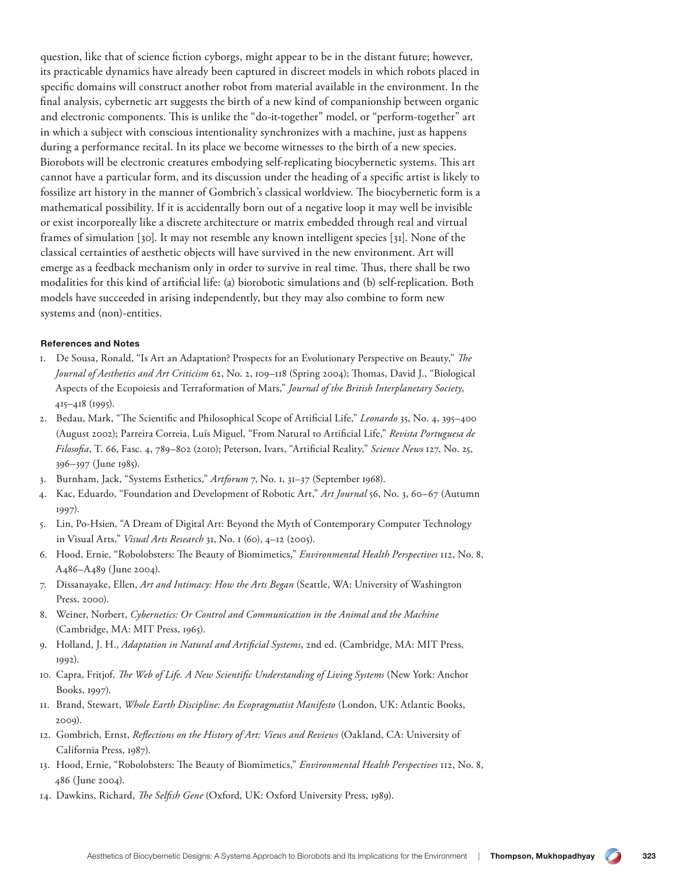question, like that of science fiction cyborgs, might appear to be in the distant future; however, its practicable dynamics have already been captured in discreet models in which robots placed in specific domains will construct another robot from material available in the environment. In the final analysis, cybernetic art suggests the birth of a new kind of companionship between organic and electronic components. This is unlike the "do-it-together" model, or "perform-together" art in which a subject with conscious intentionality synchronizes with a machine, just as happens during a performance recital. In its place we become witnesses to the birth of a new species. Biorobots will be electronic creatures embodying self-replicating biocybernetic systems. This art cannot have a particular form, and its discussion under the heading of a specific artist is likely to fossilize art history in the manner of Gombrich's classical worldview. The biocybernetic form is a mathematical possibility. If it is accidentally born out of a negative loop it may well be invisible or exist incorporeally like a discrete architecture or matrix embedded through real and virtual frames of simulation [30]. It may not resemble any known intelligent species [31]. None of the classical certainties of aesthetic objects will have survived in the new environment. Art will emerge as a feedback mechanism only in order to survive in real time. Thus, there shall be two modalities for this kind of artificial life: (a) biorobotic simulations and (b) self-replication. Both models have succeeded in arising independently, but they may also combine to form new systems and (non)-entities.

#### References and Notes

1. De Sousa, Ronald, "Is Art an Adaptation? Prospects for an Evolutionary Perspective on Beauty," *The Journal of Aesthetics and Art Criticism* 62, No. 2, 109–118 (Spring 2004); Thomas, David J., "Biological Aspects of the Ecopoiesis and Terraformation of Mars," *Journal of the British Interplanetary Society*, 415–418 (1995).
2. Bedau, Mark, "The Scientific and Philosophical Scope of Artificial Life," *Leonardo* 35, No. 4, 395–400 (August 2002); Parreira Correia, Luís Miguel, "From Natural to Artificial Life," *Revista Portuguesa de Filosofia*, T. 66, Fasc. 4, 789–802 (2010); Peterson, Ivars, "Artificial Reality," *Science News* 127, No. 25, 396–397 (June 1985).
3. Burnham, Jack, "Systems Esthetics," *Artforum* 7, No. 1, 31–37 (September 1968).
4. Kac, Eduardo, "Foundation and Development of Robotic Art," *Art Journal* 56, No. 3, 60–67 (Autumn 1997).
5. Lin, Po-Hsien, "A Dream of Digital Art: Beyond the Myth of Contemporary Computer Technology in Visual Arts," *Visual Arts Research* 31, No. 1 (60), 4–12 (2005).
6. Hood, Ernie, "Robolobsters: The Beauty of Biomimetics," *Environmental Health Perspectives* 112, No. 8, A486–A489 (June 2004).
7. Dissanayake, Ellen, *Art and Intimacy: How the Arts Began* (Seattle, WA: University of Washington Press, 2000).
8. Weiner, Norbert, *Cybernetics: Or Control and Communication in the Animal and the Machine* (Cambridge, MA: MIT Press, 1965).
9. Holland, J. H., *Adaptation in Natural and Artificial Systems*, 2nd ed. (Cambridge, MA: MIT Press, 1992).
10. Capra, Fritjof, *The Web of Life. A New Scientific Understanding of Living Systems* (New York: Anchor Books, 1997).
11. Brand, Stewart, *Whole Earth Discipline: An Ecopragmatist Manifesto* (London, UK: Atlantic Books, 2009).
12. Gombrich, Ernst, *Reflections on the History of Art: Views and Reviews* (Oakland, CA: University of California Press, 1987).
13. Hood, Ernie, "Robolobsters: The Beauty of Biomimetics," *Environmental Health Perspectives* 112, No. 8, 486 (June 2004).
14. Dawkins, Richard, *The Selfish Gene* (Oxford, UK: Oxford University Press, 1989).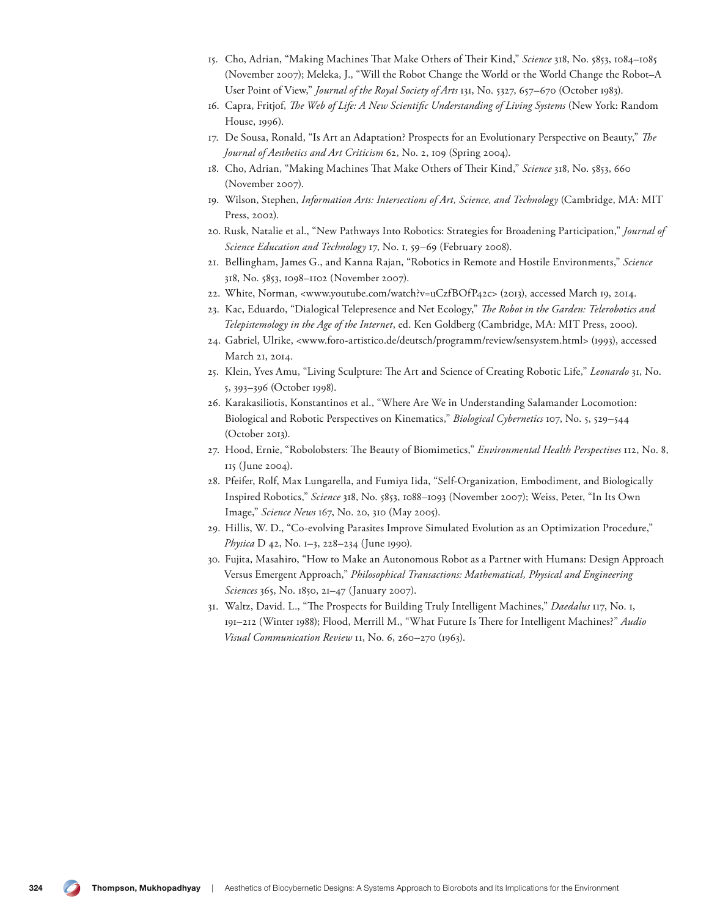15. Cho, Adrian, "Making Machines That Make Others of Their Kind," *Science* 318, No. 5853, 1084–1085 (November 2007); Meleka, J., "Will the Robot Change the World or the World Change the Robot–A User Point of View," *Journal of the Royal Society of Arts* 131, No. 5327, 657–670 (October 1983).
16. Capra, Fritjof, *The Web of Life: A New Scientific Understanding of Living Systems* (New York: Random House, 1996).
17. De Sousa, Ronald, "Is Art an Adaptation? Prospects for an Evolutionary Perspective on Beauty," *The Journal of Aesthetics and Art Criticism* 62, No. 2, 109 (Spring 2004).
18. Cho, Adrian, "Making Machines That Make Others of Their Kind," *Science* 318, No. 5853, 660 (November 2007).
19. Wilson, Stephen, *Information Arts: Intersections of Art, Science, and Technology* (Cambridge, MA: MIT Press, 2002).
20. Rusk, Natalie et al., "New Pathways Into Robotics: Strategies for Broadening Participation," *Journal of Science Education and Technology* 17, No. 1, 59–69 (February 2008).
21. Bellingham, James G., and Kanna Rajan, "Robotics in Remote and Hostile Environments," *Science* 318, No. 5853, 1098–1102 (November 2007).
22. White, Norman, <www.youtube.com/watch?v=uCzfBOfP42c> (2013), accessed March 19, 2014.
23. Kac, Eduardo, "Dialogical Telepresence and Net Ecology," *The Robot in the Garden: Telerobotics and Telepistemology in the Age of the Internet*, ed. Ken Goldberg (Cambridge, MA: MIT Press, 2000).
24. Gabriel, Ulrike, <www.foro-artistico.de/deutsch/programm/review/sensystem.html> (1993), accessed March 21, 2014.
25. Klein, Yves Amu, "Living Sculpture: The Art and Science of Creating Robotic Life," *Leonardo* 31, No. 5, 393–396 (October 1998).
26. Karakasiliotis, Konstantinos et al., "Where Are We in Understanding Salamander Locomotion: Biological and Robotic Perspectives on Kinematics," *Biological Cybernetics* 107, No. 5, 529–544 (October 2013).
27. Hood, Ernie, "Robolobsters: The Beauty of Biomimetics," *Environmental Health Perspectives* 112, No. 8, 115 (June 2004).
28. Pfeifer, Rolf, Max Lungarella, and Fumiya Iida, "Self-Organization, Embodiment, and Biologically Inspired Robotics," *Science* 318, No. 5853, 1088–1093 (November 2007); Weiss, Peter, "In Its Own Image," *Science News* 167, No. 20, 310 (May 2005).
29. Hillis, W. D., "Co-evolving Parasites Improve Simulated Evolution as an Optimization Procedure," *Physica* D 42, No. 1–3, 228–234 (June 1990).
30. Fujita, Masahiro, "How to Make an Autonomous Robot as a Partner with Humans: Design Approach Versus Emergent Approach," *Philosophical Transactions: Mathematical, Physical and Engineering Sciences* 365, No. 1850, 21–47 (January 2007).
31. Waltz, David. L., "The Prospects for Building Truly Intelligent Machines," *Daedalus* 117, No. 1, 191–212 (Winter 1988); Flood, Merrill M., "What Future Is There for Intelligent Machines?" *Audio Visual Communication Review* 11, No. 6, 260–270 (1963).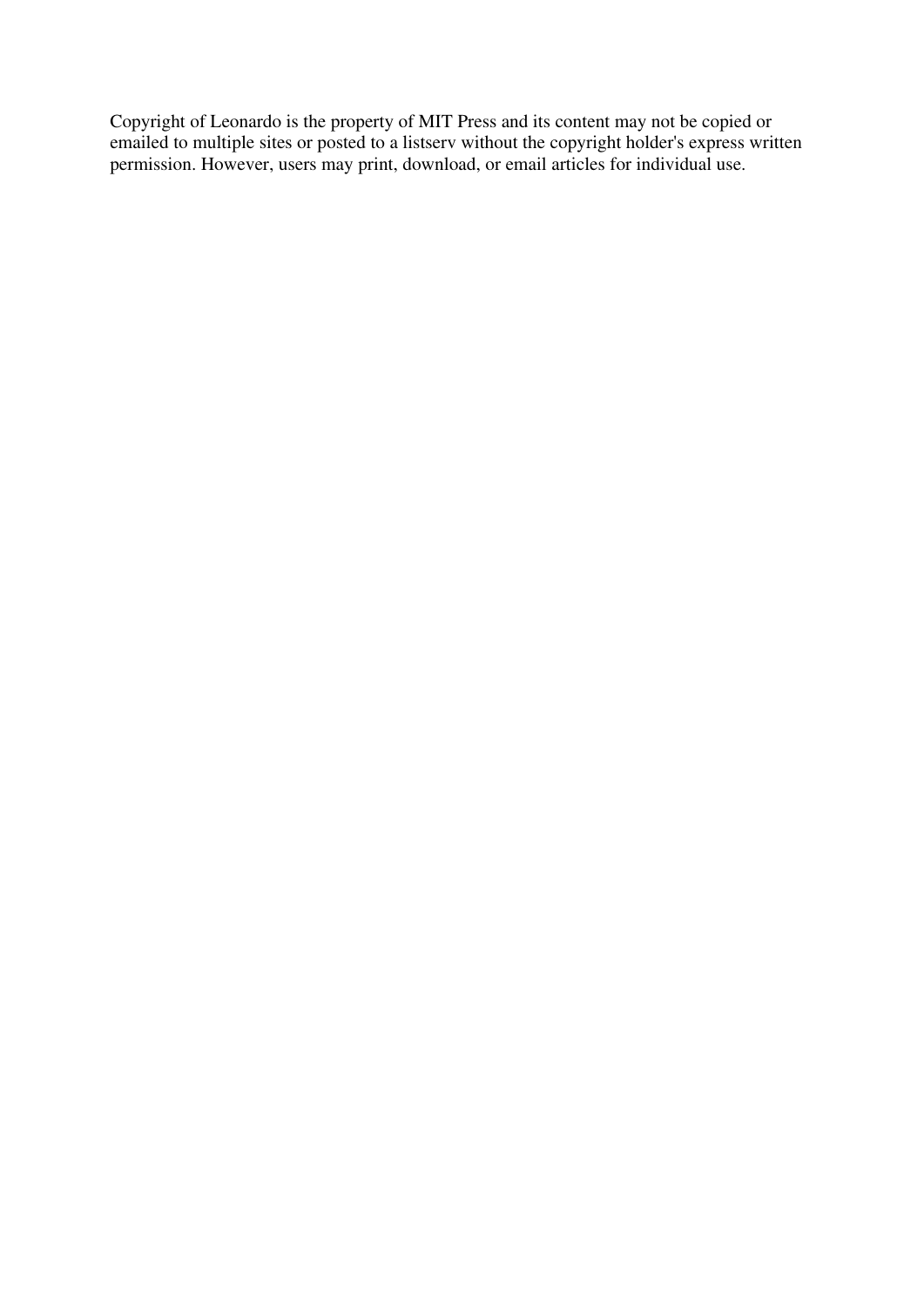Copyright of Leonardo is the property of MIT Press and its content may not be copied or emailed to multiple sites or posted to a listserv without the copyright holder's express written permission. However, users may print, download, or email articles for individual use.